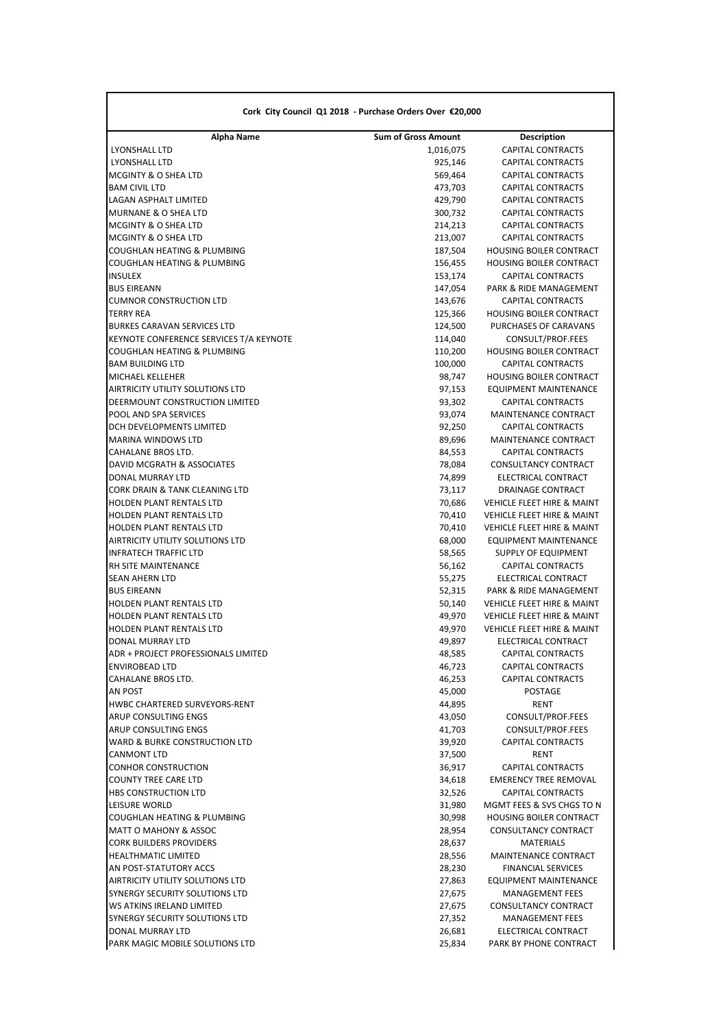# Cork City Council Q1 2018 - Purchase Orders Over €20,000

| Alpha Name | Sum of Gross Amount | Description |
|---|---|---|
| LYONSHALL LTD | 1,016,075 | CAPITAL CONTRACTS |
| LYONSHALL LTD | 925,146 | CAPITAL CONTRACTS |
| MCGINTY & O SHEA LTD | 569,464 | CAPITAL CONTRACTS |
| BAM CIVIL LTD | 473,703 | CAPITAL CONTRACTS |
| LAGAN ASPHALT LIMITED | 429,790 | CAPITAL CONTRACTS |
| MURNANE & O SHEA LTD | 300,732 | CAPITAL CONTRACTS |
| MCGINTY & O SHEA LTD | 214,213 | CAPITAL CONTRACTS |
| MCGINTY & O SHEA LTD | 213,007 | CAPITAL CONTRACTS |
| COUGHLAN HEATING & PLUMBING | 187,504 | HOUSING BOILER CONTRACT |
| COUGHLAN HEATING & PLUMBING | 156,455 | HOUSING BOILER CONTRACT |
| INSULEX | 153,174 | CAPITAL CONTRACTS |
| BUS EIREANN | 147,054 | PARK & RIDE MANAGEMENT |
| CUMNOR CONSTRUCTION LTD | 143,676 | CAPITAL CONTRACTS |
| TERRY REA | 125,366 | HOUSING BOILER CONTRACT |
| BURKES CARAVAN SERVICES LTD | 124,500 | PURCHASES OF CARAVANS |
| KEYNOTE CONFERENCE SERVICES T/A KEYNOTE | 114,040 | CONSULT/PROF.FEES |
| COUGHLAN HEATING & PLUMBING | 110,200 | HOUSING BOILER CONTRACT |
| BAM BUILDING LTD | 100,000 | CAPITAL CONTRACTS |
| MICHAEL KELLEHER | 98,747 | HOUSING BOILER CONTRACT |
| AIRTRICITY UTILITY SOLUTIONS LTD | 97,153 | EQUIPMENT MAINTENANCE |
| DEERMOUNT CONSTRUCTION LIMITED | 93,302 | CAPITAL CONTRACTS |
| POOL AND SPA SERVICES | 93,074 | MAINTENANCE CONTRACT |
| DCH DEVELOPMENTS LIMITED | 92,250 | CAPITAL CONTRACTS |
| MARINA WINDOWS LTD | 89,696 | MAINTENANCE CONTRACT |
| CAHALANE BROS LTD. | 84,553 | CAPITAL CONTRACTS |
| DAVID MCGRATH & ASSOCIATES | 78,084 | CONSULTANCY CONTRACT |
| DONAL MURRAY LTD | 74,899 | ELECTRICAL CONTRACT |
| CORK DRAIN & TANK CLEANING LTD | 73,117 | DRAINAGE CONTRACT |
| HOLDEN PLANT RENTALS LTD | 70,686 | VEHICLE FLEET HIRE & MAINT |
| HOLDEN PLANT RENTALS LTD | 70,410 | VEHICLE FLEET HIRE & MAINT |
| HOLDEN PLANT RENTALS LTD | 70,410 | VEHICLE FLEET HIRE & MAINT |
| AIRTRICITY UTILITY SOLUTIONS LTD | 68,000 | EQUIPMENT MAINTENANCE |
| INFRATECH TRAFFIC LTD | 58,565 | SUPPLY OF EQUIPMENT |
| RH SITE MAINTENANCE | 56,162 | CAPITAL CONTRACTS |
| SEAN AHERN LTD | 55,275 | ELECTRICAL CONTRACT |
| BUS EIREANN | 52,315 | PARK & RIDE MANAGEMENT |
| HOLDEN PLANT RENTALS LTD | 50,140 | VEHICLE FLEET HIRE & MAINT |
| HOLDEN PLANT RENTALS LTD | 49,970 | VEHICLE FLEET HIRE & MAINT |
| HOLDEN PLANT RENTALS LTD | 49,970 | VEHICLE FLEET HIRE & MAINT |
| DONAL MURRAY LTD | 49,897 | ELECTRICAL CONTRACT |
| ADR + PROJECT PROFESSIONALS LIMITED | 48,585 | CAPITAL CONTRACTS |
| ENVIROBEAD LTD | 46,723 | CAPITAL CONTRACTS |
| CAHALANE BROS LTD. | 46,253 | CAPITAL CONTRACTS |
| AN POST | 45,000 | POSTAGE |
| HWBC CHARTERED SURVEYORS-RENT | 44,895 | RENT |
| ARUP CONSULTING ENGS | 43,050 | CONSULT/PROF.FEES |
| ARUP CONSULTING ENGS | 41,703 | CONSULT/PROF.FEES |
| WARD & BURKE CONSTRUCTION LTD | 39,920 | CAPITAL CONTRACTS |
| CANMONT LTD | 37,500 | RENT |
| CONHOR CONSTRUCTION | 36,917 | CAPITAL CONTRACTS |
| COUNTY TREE CARE LTD | 34,618 | EMERENCY TREE REMOVAL |
| HBS CONSTRUCTION LTD | 32,526 | CAPITAL CONTRACTS |
| LEISURE WORLD | 31,980 | MGMT FEES & SVS CHGS TO N |
| COUGHLAN HEATING & PLUMBING | 30,998 | HOUSING BOILER CONTRACT |
| MATT O MAHONY & ASSOC | 28,954 | CONSULTANCY CONTRACT |
| CORK BUILDERS PROVIDERS | 28,637 | MATERIALS |
| HEALTHMATIC LIMITED | 28,556 | MAINTENANCE CONTRACT |
| AN POST-STATUTORY ACCS | 28,230 | FINANCIAL SERVICES |
| AIRTRICITY UTILITY SOLUTIONS LTD | 27,863 | EQUIPMENT MAINTENANCE |
| SYNERGY SECURITY SOLUTIONS LTD | 27,675 | MANAGEMENT FEES |
| WS ATKINS IRELAND LIMITED | 27,675 | CONSULTANCY CONTRACT |
| SYNERGY SECURITY SOLUTIONS LTD | 27,352 | MANAGEMENT FEES |
| DONAL MURRAY LTD | 26,681 | ELECTRICAL CONTRACT |
| PARK MAGIC MOBILE SOLUTIONS LTD | 25,834 | PARK BY PHONE CONTRACT |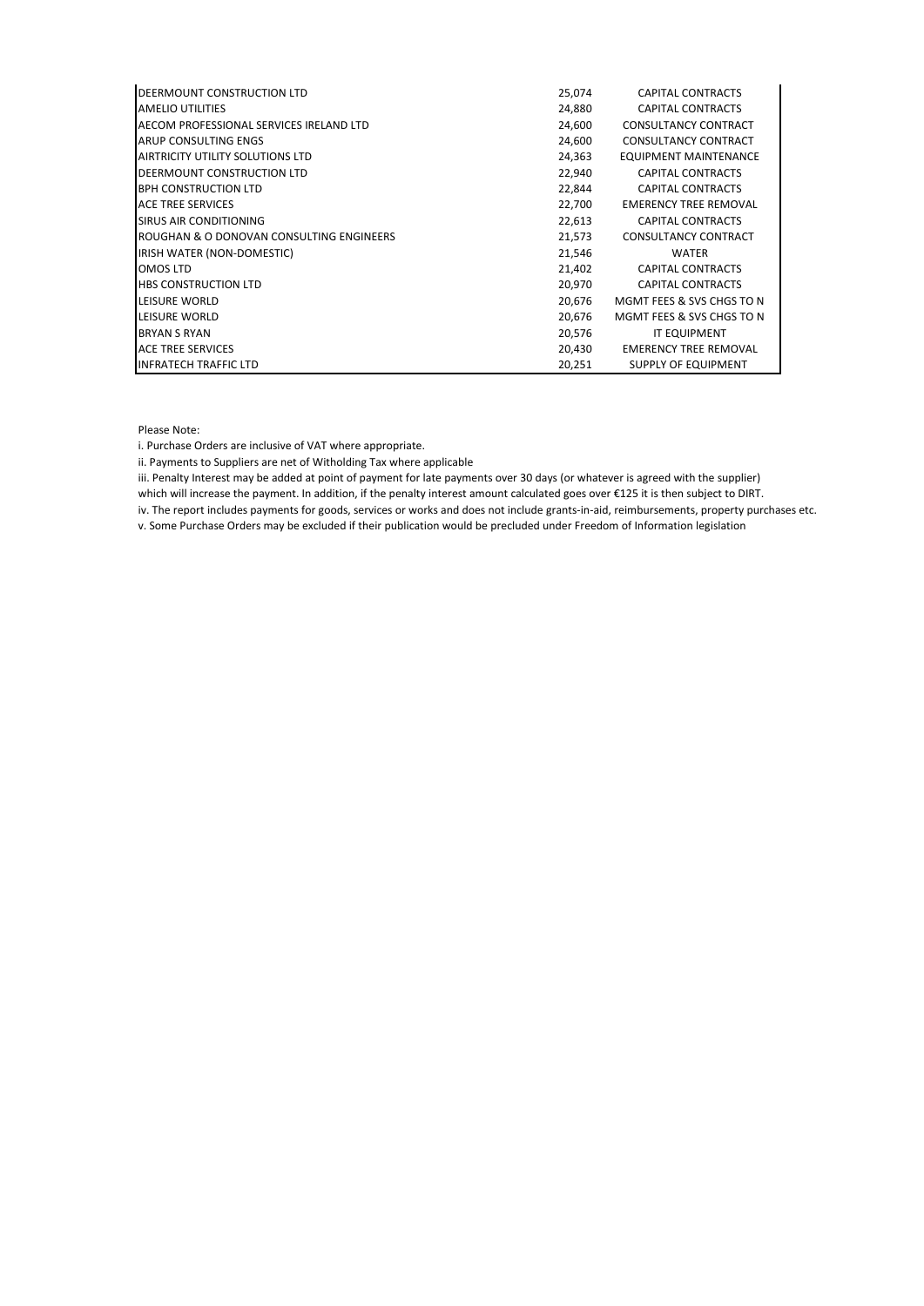| | | |
|---|---|---|
| DEERMOUNT CONSTRUCTION LTD | 25,074 | CAPITAL CONTRACTS |
| AMELIO UTILITIES | 24,880 | CAPITAL CONTRACTS |
| AECOM PROFESSIONAL SERVICES IRELAND LTD | 24,600 | CONSULTANCY CONTRACT |
| ARUP CONSULTING ENGS | 24,600 | CONSULTANCY CONTRACT |
| AIRTRICITY UTILITY SOLUTIONS LTD | 24,363 | EQUIPMENT MAINTENANCE |
| DEERMOUNT CONSTRUCTION LTD | 22,940 | CAPITAL CONTRACTS |
| BPH CONSTRUCTION LTD | 22,844 | CAPITAL CONTRACTS |
| ACE TREE SERVICES | 22,700 | EMERENCY TREE REMOVAL |
| SIRUS AIR CONDITIONING | 22,613 | CAPITAL CONTRACTS |
| ROUGHAN & O DONOVAN CONSULTING ENGINEERS | 21,573 | CONSULTANCY CONTRACT |
| IRISH WATER (NON-DOMESTIC) | 21,546 | WATER |
| OMOS LTD | 21,402 | CAPITAL CONTRACTS |
| HBS CONSTRUCTION LTD | 20,970 | CAPITAL CONTRACTS |
| LEISURE WORLD | 20,676 | MGMT FEES & SVS CHGS TO N |
| LEISURE WORLD | 20,676 | MGMT FEES & SVS CHGS TO N |
| BRYAN S RYAN | 20,576 | IT EQUIPMENT |
| ACE TREE SERVICES | 20,430 | EMERENCY TREE REMOVAL |
| INFRATECH TRAFFIC LTD | 20,251 | SUPPLY OF EQUIPMENT |

Please Note:

i. Purchase Orders are inclusive of VAT where appropriate.

ii. Payments to Suppliers are net of Witholding Tax where applicable

iii. Penalty Interest may be added at point of payment for late payments over 30 days (or whatever is agreed with the supplier) which will increase the payment. In addition, if the penalty interest amount calculated goes over €125 it is then subject to DIRT.

iv. The report includes payments for goods, services or works and does not include grants-in-aid, reimbursements, property purchases etc.

v. Some Purchase Orders may be excluded if their publication would be precluded under Freedom of Information legislation